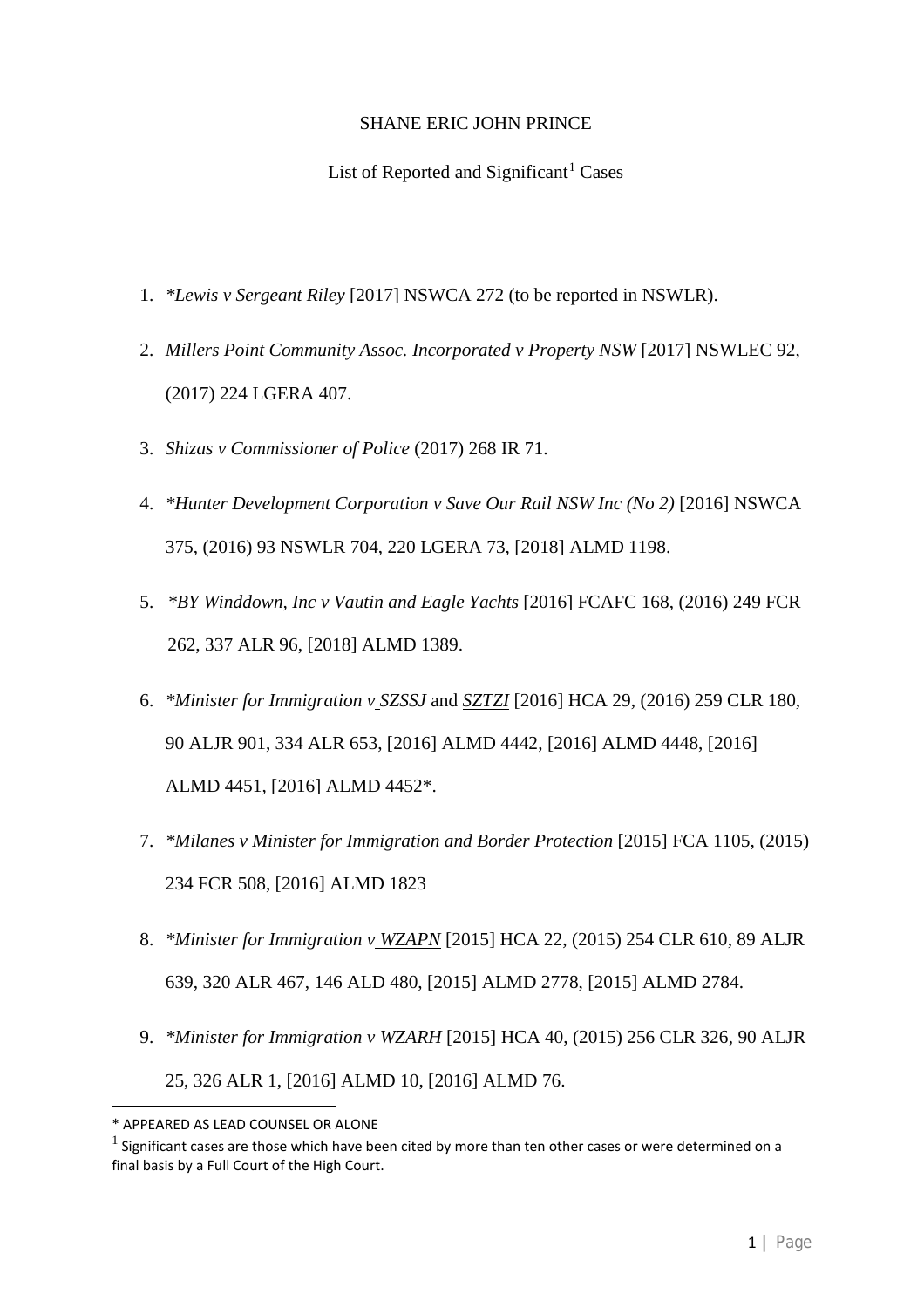SHANE ERIC JOHN PRINCE

List of Reported and Significant[1] Cases

1. *\*Lewis v Sergeant Riley* [2017] NSWCA 272 (to be reported in NSWLR).
2. *Millers Point Community Assoc. Incorporated v Property NSW* [2017] NSWLEC 92, (2017) 224 LGERA 407.
3. *Shizas v Commissioner of Police* (2017) 268 IR 71.
4. *\*Hunter Development Corporation v Save Our Rail NSW Inc (No 2)* [2016] NSWCA 375, (2016) 93 NSWLR 704, 220 LGERA 73, [2018] ALMD 1198.
5. *\*BY Winddown, Inc v Vautin and Eagle Yachts* [2016] FCAFC 168, (2016) 249 FCR 262, 337 ALR 96, [2018] ALMD 1389.
6. *\*Minister for Immigration v <u>SZSSJ</u>* and *<u>SZTZI</u>* [2016] HCA 29, (2016) 259 CLR 180, 90 ALJR 901, 334 ALR 653, [2016] ALMD 4442, [2016] ALMD 4448, [2016] ALMD 4451, [2016] ALMD 4452*.
7. *\*Milanes v Minister for Immigration and Border Protection* [2015] FCA 1105, (2015) 234 FCR 508, [2016] ALMD 1823
8. *\*Minister for Immigration v <u>WZAPN</u>* [2015] HCA 22, (2015) 254 CLR 610, 89 ALJR 639, 320 ALR 467, 146 ALD 480, [2015] ALMD 2778, [2015] ALMD 2784.
9. *\*Minister for Immigration v <u>WZARH</u>* [2015] HCA 40, (2015) 256 CLR 326, 90 ALJR 25, 326 ALR 1, [2016] ALMD 10, [2016] ALMD 76.

---

\* APPEARED AS LEAD COUNSEL OR ALONE

[1] Significant cases are those which have been cited by more than ten other cases or were determined on a final basis by a Full Court of the High Court.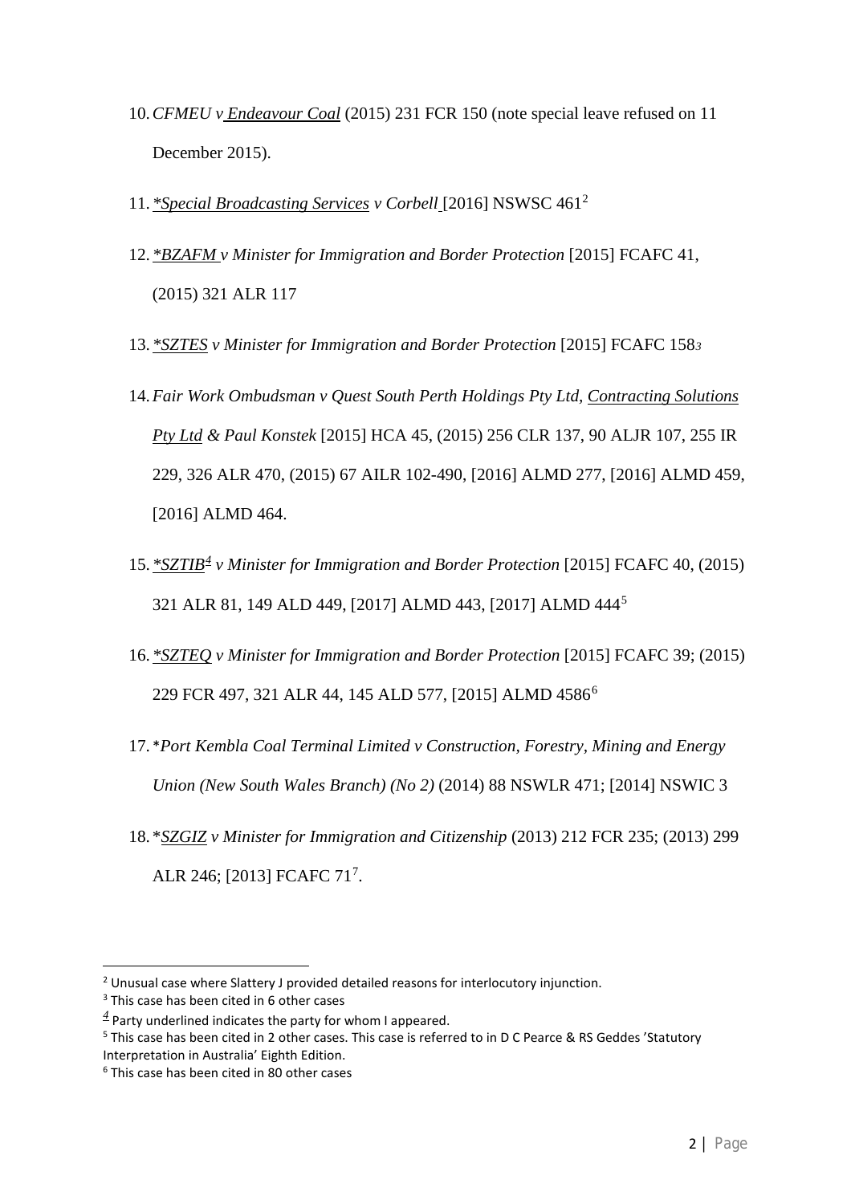10. *CFMEU v Endeavour Coal* (2015) 231 FCR 150 (note special leave refused on 11 December 2015).

11. *\*Special Broadcasting Services v Corbell* [2016] NSWSC 461[2]

12. *\*BZAFM v Minister for Immigration and Border Protection* [2015] FCAFC 41, (2015) 321 ALR 117

13. *\*SZTES v Minister for Immigration and Border Protection* [2015] FCAFC 158[3]

14. *Fair Work Ombudsman v Quest South Perth Holdings Pty Ltd, Contracting Solutions Pty Ltd & Paul Konstek* [2015] HCA 45, (2015) 256 CLR 137, 90 ALJR 107, 255 IR 229, 326 ALR 470, (2015) 67 AILR 102-490, [2016] ALMD 277, [2016] ALMD 459, [2016] ALMD 464.

15. *\*SZTIB[4] v Minister for Immigration and Border Protection* [2015] FCAFC 40, (2015) 321 ALR 81, 149 ALD 449, [2017] ALMD 443, [2017] ALMD 444[5]

16. *\*SZTEQ v Minister for Immigration and Border Protection* [2015] FCAFC 39; (2015) 229 FCR 497, 321 ALR 44, 145 ALD 577, [2015] ALMD 4586[6]

17. \**Port Kembla Coal Terminal Limited v Construction, Forestry, Mining and Energy Union (New South Wales Branch) (No 2)* (2014) 88 NSWLR 471; [2014] NSWIC 3

18. \**SZGIZ v Minister for Immigration and Citizenship* (2013) 212 FCR 235; (2013) 299 ALR 246; [2013] FCAFC 71[7].

---

[2] Unusual case where Slattery J provided detailed reasons for interlocutory injunction.

[3] This case has been cited in 6 other cases

[4] Party underlined indicates the party for whom I appeared.

[5] This case has been cited in 2 other cases. This case is referred to in D C Pearce & RS Geddes 'Statutory Interpretation in Australia' Eighth Edition.

[6] This case has been cited in 80 other cases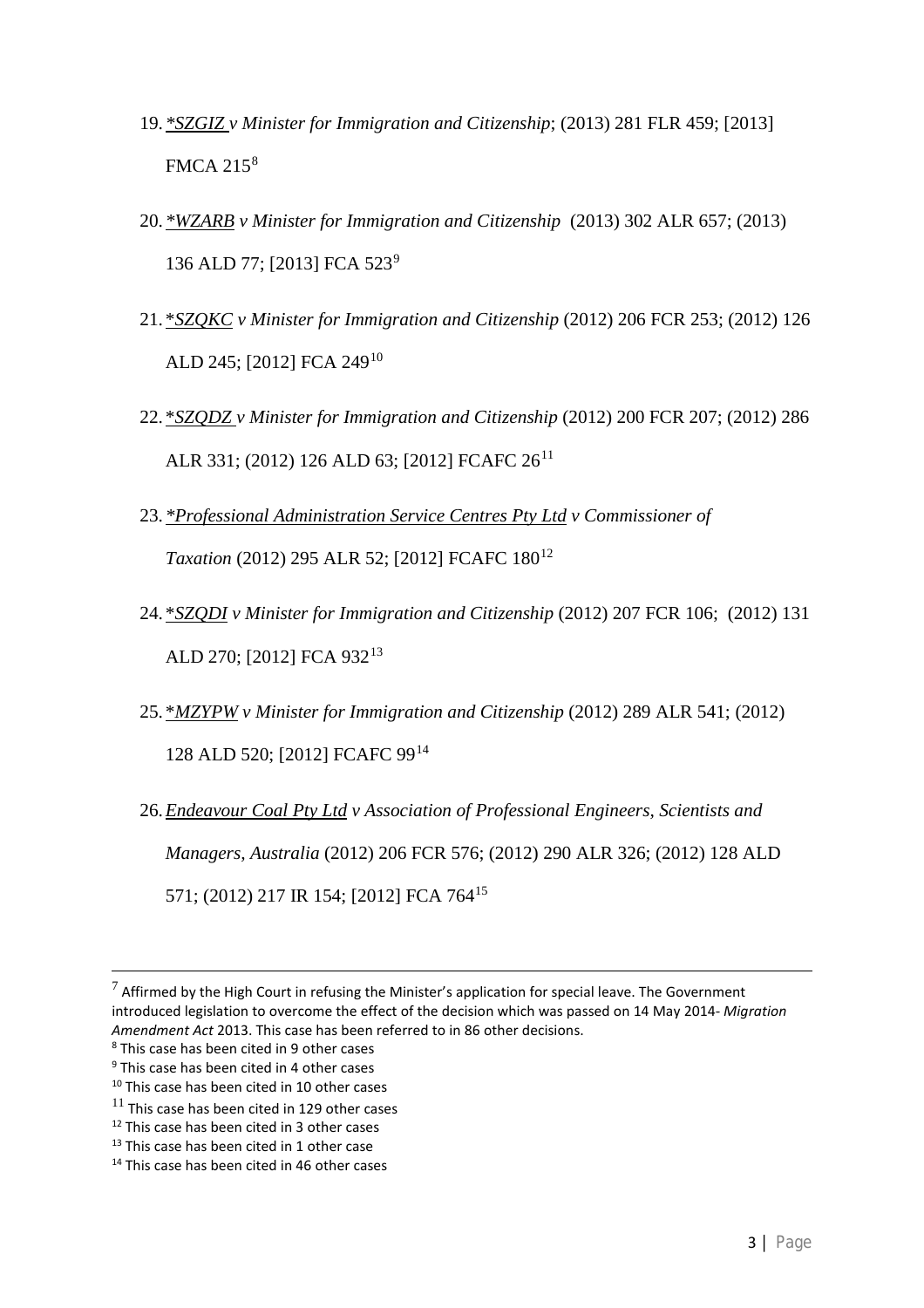19. <u>*SZGIZ</u> *v Minister for Immigration and Citizenship*; (2013) 281 FLR 459; [2013] FMCA 215[8]

20. <u>*WZARB</u> *v Minister for Immigration and Citizenship* (2013) 302 ALR 657; (2013) 136 ALD 77; [2013] FCA 523[9]

21. <u>*SZQKC</u> *v Minister for Immigration and Citizenship* (2012) 206 FCR 253; (2012) 126 ALD 245; [2012] FCA 249[10]

22. <u>*SZQDZ</u> *v Minister for Immigration and Citizenship* (2012) 200 FCR 207; (2012) 286 ALR 331; (2012) 126 ALD 63; [2012] FCAFC 26[11]

23. <u>*Professional Administration Service Centres Pty Ltd</u> *v Commissioner of Taxation* (2012) 295 ALR 52; [2012] FCAFC 180[12]

24. <u>*SZQDI</u> *v Minister for Immigration and Citizenship* (2012) 207 FCR 106; (2012) 131 ALD 270; [2012] FCA 932[13]

25. <u>*MZYPW</u> *v Minister for Immigration and Citizenship* (2012) 289 ALR 541; (2012) 128 ALD 520; [2012] FCAFC 99[14]

26. <u>*Endeavour Coal Pty Ltd</u> *v Association of Professional Engineers, Scientists and Managers, Australia* (2012) 206 FCR 576; (2012) 290 ALR 326; (2012) 128 ALD 571; (2012) 217 IR 154; [2012] FCA 764[15]

---

[7] Affirmed by the High Court in refusing the Minister's application for special leave. The Government introduced legislation to overcome the effect of the decision which was passed on 14 May 2014- *Migration Amendment Act* 2013. This case has been referred to in 86 other decisions.

[8] This case has been cited in 9 other cases

[9] This case has been cited in 4 other cases

[10] This case has been cited in 10 other cases

[11] This case has been cited in 129 other cases

[12] This case has been cited in 3 other cases

[13] This case has been cited in 1 other case

[14] This case has been cited in 46 other cases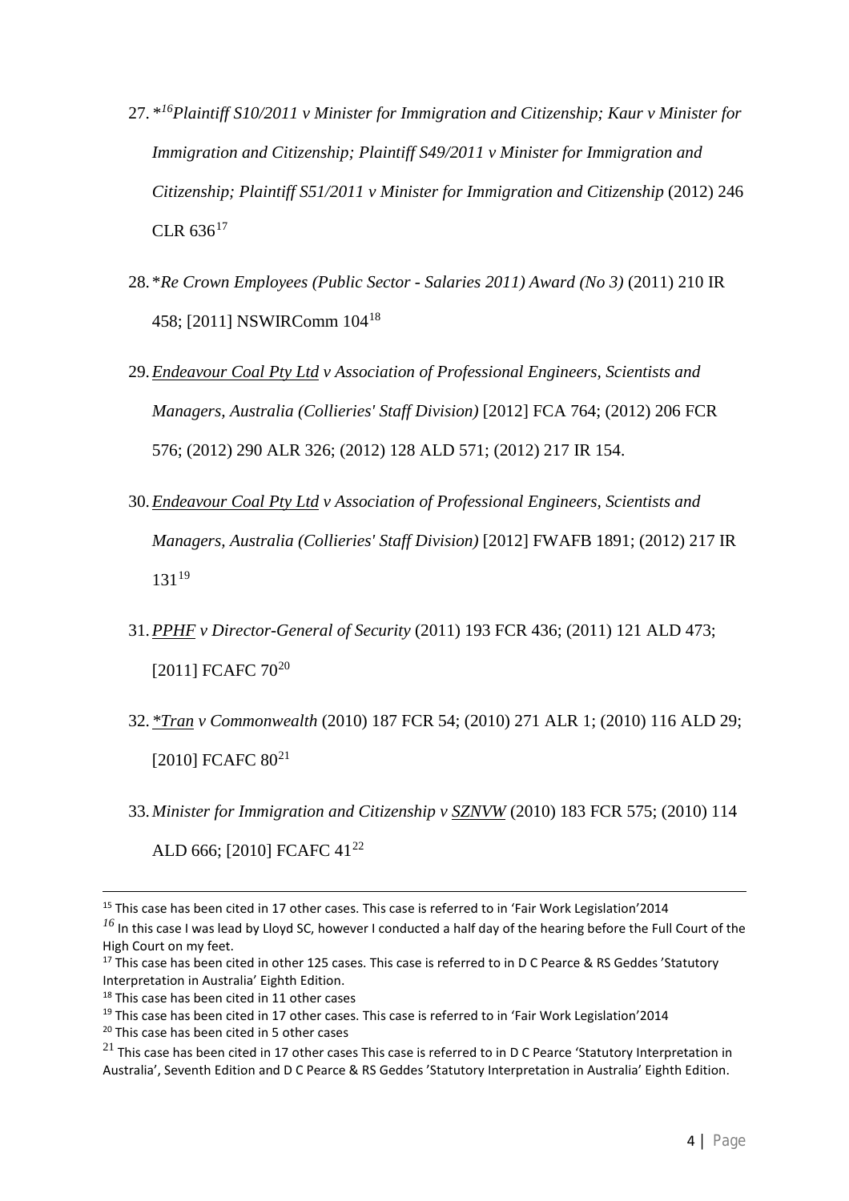27. *[16]*Plaintiff S10/2011 v Minister for Immigration and Citizenship; Kaur v Minister for Immigration and Citizenship; Plaintiff S49/2011 v Minister for Immigration and Citizenship; Plaintiff S51/2011 v Minister for Immigration and Citizenship* (2012) 246 CLR 636[17]

28. **Re Crown Employees (Public Sector - Salaries 2011) Award (No 3)* (2011) 210 IR 458; [2011] NSWIRComm 104[18]

29. *Endeavour Coal Pty Ltd v Association of Professional Engineers, Scientists and Managers, Australia (Collieries' Staff Division)* [2012] FCA 764; (2012) 206 FCR 576; (2012) 290 ALR 326; (2012) 128 ALD 571; (2012) 217 IR 154.

30. *Endeavour Coal Pty Ltd v Association of Professional Engineers, Scientists and Managers, Australia (Collieries' Staff Division)* [2012] FWAFB 1891; (2012) 217 IR 131[19]

31. *PPHF v Director-General of Security* (2011) 193 FCR 436; (2011) 121 ALD 473; [2011] FCAFC 70[20]

32. **Tran v Commonwealth* (2010) 187 FCR 54; (2010) 271 ALR 1; (2010) 116 ALD 29; [2010] FCAFC 80[21]

33. *Minister for Immigration and Citizenship v SZNVW* (2010) 183 FCR 575; (2010) 114 ALD 666; [2010] FCAFC 41[22]

---

[15] This case has been cited in 17 other cases. This case is referred to in 'Fair Work Legislation'2014

[16] In this case I was lead by Lloyd SC, however I conducted a half day of the hearing before the Full Court of the High Court on my feet.

[17] This case has been cited in other 125 cases. This case is referred to in D C Pearce & RS Geddes 'Statutory Interpretation in Australia' Eighth Edition.

[18] This case has been cited in 11 other cases

[19] This case has been cited in 17 other cases. This case is referred to in 'Fair Work Legislation'2014

[20] This case has been cited in 5 other cases

[21] This case has been cited in 17 other cases This case is referred to in D C Pearce 'Statutory Interpretation in Australia', Seventh Edition and D C Pearce & RS Geddes 'Statutory Interpretation in Australia' Eighth Edition.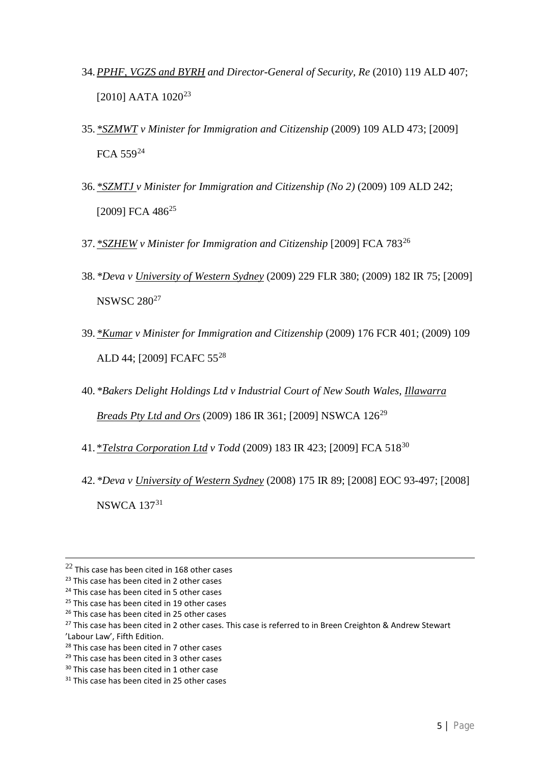34. *PPHF, VGZS and BYRH and Director-General of Security, Re* (2010) 119 ALD 407; [2010] AATA 1020[23]

35. *\*SZMWT v Minister for Immigration and Citizenship* (2009) 109 ALD 473; [2009] FCA 559[24]

36. *\*SZMTJ v Minister for Immigration and Citizenship (No 2)* (2009) 109 ALD 242; [2009] FCA 486[25]

37. *\*SZHEW v Minister for Immigration and Citizenship* [2009] FCA 783[26]

38. *\*Deva v University of Western Sydney* (2009) 229 FLR 380; (2009) 182 IR 75; [2009] NSWSC 280[27]

39. *\*Kumar v Minister for Immigration and Citizenship* (2009) 176 FCR 401; (2009) 109 ALD 44; [2009] FCAFC 55[28]

40. *\*Bakers Delight Holdings Ltd v Industrial Court of New South Wales, Illawarra Breads Pty Ltd and Ors* (2009) 186 IR 361; [2009] NSWCA 126[29]

41. *\*Telstra Corporation Ltd v Todd* (2009) 183 IR 423; [2009] FCA 518[30]

42. *\*Deva v University of Western Sydney* (2008) 175 IR 89; [2008] EOC 93-497; [2008] NSWCA 137[31]

---

[22] This case has been cited in 168 other cases

[23] This case has been cited in 2 other cases

[24] This case has been cited in 5 other cases

[25] This case has been cited in 19 other cases

[26] This case has been cited in 25 other cases

[27] This case has been cited in 2 other cases. This case is referred to in Breen Creighton & Andrew Stewart 'Labour Law', Fifth Edition.

[28] This case has been cited in 7 other cases

[29] This case has been cited in 3 other cases

[30] This case has been cited in 1 other case

[31] This case has been cited in 25 other cases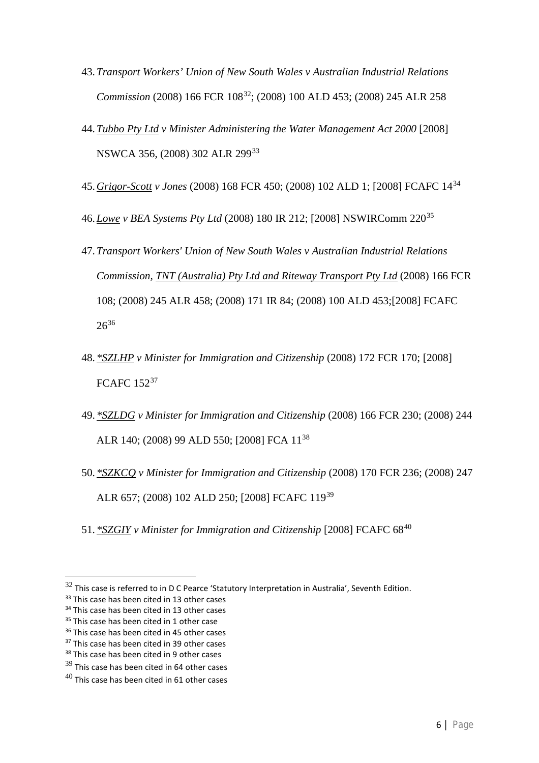43. *Transport Workers' Union of New South Wales v Australian Industrial Relations Commission* (2008) 166 FCR 108[32]; (2008) 100 ALD 453; (2008) 245 ALR 258

44. *Tubbo Pty Ltd v Minister Administering the Water Management Act 2000* [2008] NSWCA 356, (2008) 302 ALR 299[33]

45. *Grigor-Scott v Jones* (2008) 168 FCR 450; (2008) 102 ALD 1; [2008] FCAFC 14[34]

46. *Lowe v BEA Systems Pty Ltd* (2008) 180 IR 212; [2008] NSWIRComm 220[35]

47. *Transport Workers' Union of New South Wales v Australian Industrial Relations Commission, TNT (Australia) Pty Ltd and Riteway Transport Pty Ltd* (2008) 166 FCR 108; (2008) 245 ALR 458; (2008) 171 IR 84; (2008) 100 ALD 453;[2008] FCAFC 26[36]

48. **SZLHP v Minister for Immigration and Citizenship* (2008) 172 FCR 170; [2008] FCAFC 152[37]

49. **SZLDG v Minister for Immigration and Citizenship* (2008) 166 FCR 230; (2008) 244 ALR 140; (2008) 99 ALD 550; [2008] FCA 11[38]

50. **SZKCQ v Minister for Immigration and Citizenship* (2008) 170 FCR 236; (2008) 247 ALR 657; (2008) 102 ALD 250; [2008] FCAFC 119[39]

51. **SZGIY v Minister for Immigration and Citizenship* [2008] FCAFC 68[40]

---

[32] This case is referred to in D C Pearce 'Statutory Interpretation in Australia', Seventh Edition.

[33] This case has been cited in 13 other cases

[34] This case has been cited in 13 other cases

[35] This case has been cited in 1 other case

[36] This case has been cited in 45 other cases

[37] This case has been cited in 39 other cases

[38] This case has been cited in 9 other cases

[39] This case has been cited in 64 other cases

[40] This case has been cited in 61 other cases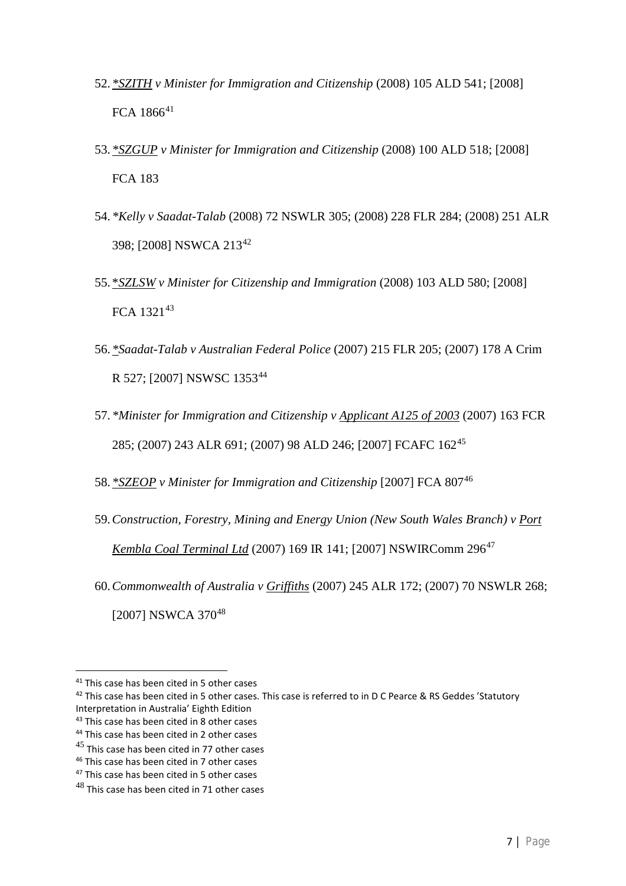52. *\*SZITH v Minister for Immigration and Citizenship* (2008) 105 ALD 541; [2008] FCA 1866[41]

53. *\*SZGUP v Minister for Immigration and Citizenship* (2008) 100 ALD 518; [2008] FCA 183

54. *\*Kelly v Saadat-Talab* (2008) 72 NSWLR 305; (2008) 228 FLR 284; (2008) 251 ALR 398; [2008] NSWCA 213[42]

55. *\*SZLSW v Minister for Citizenship and Immigration* (2008) 103 ALD 580; [2008] FCA 1321[43]

56. *\*Saadat-Talab v Australian Federal Police* (2007) 215 FLR 205; (2007) 178 A Crim R 527; [2007] NSWSC 1353[44]

57. *\*Minister for Immigration and Citizenship v Applicant A125 of 2003* (2007) 163 FCR 285; (2007) 243 ALR 691; (2007) 98 ALD 246; [2007] FCAFC 162[45]

58. *\*SZEOP v Minister for Immigration and Citizenship* [2007] FCA 807[46]

59. *Construction, Forestry, Mining and Energy Union (New South Wales Branch) v Port Kembla Coal Terminal Ltd* (2007) 169 IR 141; [2007] NSWIRComm 296[47]

60. *Commonwealth of Australia v Griffiths* (2007) 245 ALR 172; (2007) 70 NSWLR 268; [2007] NSWCA 370[48]

---

[41] This case has been cited in 5 other cases

[42] This case has been cited in 5 other cases. This case is referred to in D C Pearce & RS Geddes 'Statutory Interpretation in Australia' Eighth Edition

[43] This case has been cited in 8 other cases

[44] This case has been cited in 2 other cases

[45] This case has been cited in 77 other cases

[46] This case has been cited in 7 other cases

[47] This case has been cited in 5 other cases

[48] This case has been cited in 71 other cases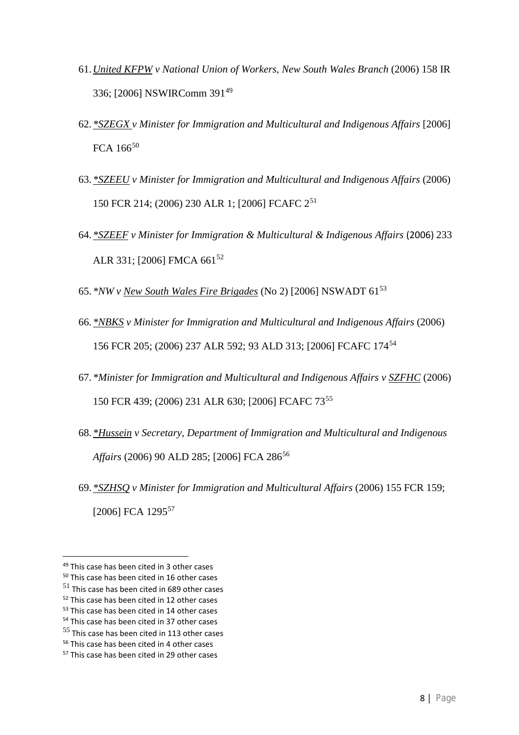61. *United KFPW v National Union of Workers, New South Wales Branch* (2006) 158 IR 336; [2006] NSWIRComm 391[49]

62. *\*SZEGX v Minister for Immigration and Multicultural and Indigenous Affairs* [2006] FCA 166[50]

63. *\*SZEEU v Minister for Immigration and Multicultural and Indigenous Affairs* (2006) 150 FCR 214; (2006) 230 ALR 1; [2006] FCAFC 2[51]

64. *\*SZEEF v Minister for Immigration & Multicultural & Indigenous Affairs* (2006) 233 ALR 331; [2006] FMCA 661[52]

65. *\*NW v New South Wales Fire Brigades* (No 2) [2006] NSWADT 61[53]

66. *\*NBKS v Minister for Immigration and Multicultural and Indigenous Affairs* (2006) 156 FCR 205; (2006) 237 ALR 592; 93 ALD 313; [2006] FCAFC 174[54]

67. *\*Minister for Immigration and Multicultural and Indigenous Affairs v SZFHC* (2006) 150 FCR 439; (2006) 231 ALR 630; [2006] FCAFC 73[55]

68. *\*Hussein v Secretary, Department of Immigration and Multicultural and Indigenous Affairs* (2006) 90 ALD 285; [2006] FCA 286[56]

69. *\*SZHSQ v Minister for Immigration and Multicultural Affairs* (2006) 155 FCR 159; [2006] FCA 1295[57]

---

[49] This case has been cited in 3 other cases
[50] This case has been cited in 16 other cases
[51] This case has been cited in 689 other cases
[52] This case has been cited in 12 other cases
[53] This case has been cited in 14 other cases
[54] This case has been cited in 37 other cases
[55] This case has been cited in 113 other cases
[56] This case has been cited in 4 other cases
[57] This case has been cited in 29 other cases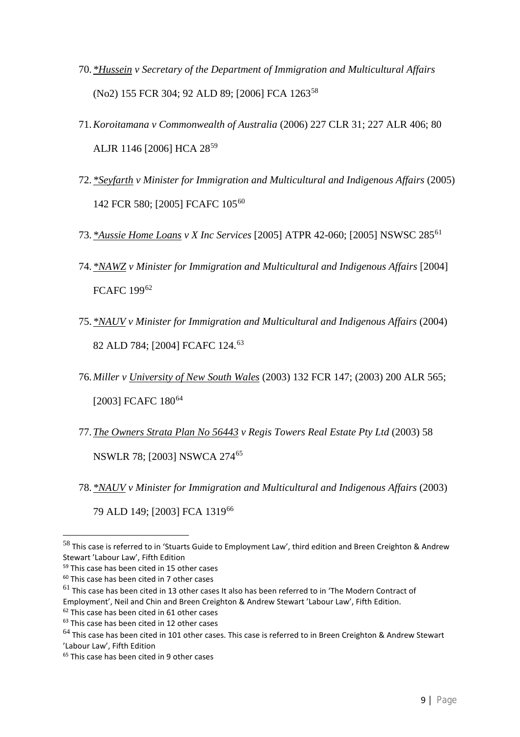70. *<u>*Hussein</u> v Secretary of the Department of Immigration and Multicultural Affairs* (No2) 155 FCR 304; 92 ALD 89; [2006] FCA 1263[58]

71. *Koroitamana v Commonwealth of Australia* (2006) 227 CLR 31; 227 ALR 406; 80 ALJR 1146 [2006] HCA 28[59]

72. *<u>*Seyfarth</u> v Minister for Immigration and Multicultural and Indigenous Affairs* (2005) 142 FCR 580; [2005] FCAFC 105[60]

73. *<u>*Aussie Home Loans</u> v X Inc Services* [2005] ATPR 42-060; [2005] NSWSC 285[61]

74. *<u>*NAWZ</u> v Minister for Immigration and Multicultural and Indigenous Affairs* [2004] FCAFC 199[62]

75. *<u>*NAUV</u> v Minister for Immigration and Multicultural and Indigenous Affairs* (2004) 82 ALD 784; [2004] FCAFC 124.[63]

76. *Miller v <u>University of New South Wales</u>* (2003) 132 FCR 147; (2003) 200 ALR 565; [2003] FCAFC 180[64]

77. *<u>The Owners Strata Plan No 56443</u> v Regis Towers Real Estate Pty Ltd* (2003) 58 NSWLR 78; [2003] NSWCA 274[65]

78. *<u>*NAUV</u> v Minister for Immigration and Multicultural and Indigenous Affairs* (2003) 79 ALD 149; [2003] FCA 1319[66]

---

[58] This case is referred to in 'Stuarts Guide to Employment Law', third edition and Breen Creighton & Andrew Stewart 'Labour Law', Fifth Edition

[59] This case has been cited in 15 other cases

[60] This case has been cited in 7 other cases

[61] This case has been cited in 13 other cases It also has been referred to in 'The Modern Contract of Employment', Neil and Chin and Breen Creighton & Andrew Stewart 'Labour Law', Fifth Edition.

[62] This case has been cited in 61 other cases

[63] This case has been cited in 12 other cases

[64] This case has been cited in 101 other cases. This case is referred to in Breen Creighton & Andrew Stewart 'Labour Law', Fifth Edition

[65] This case has been cited in 9 other cases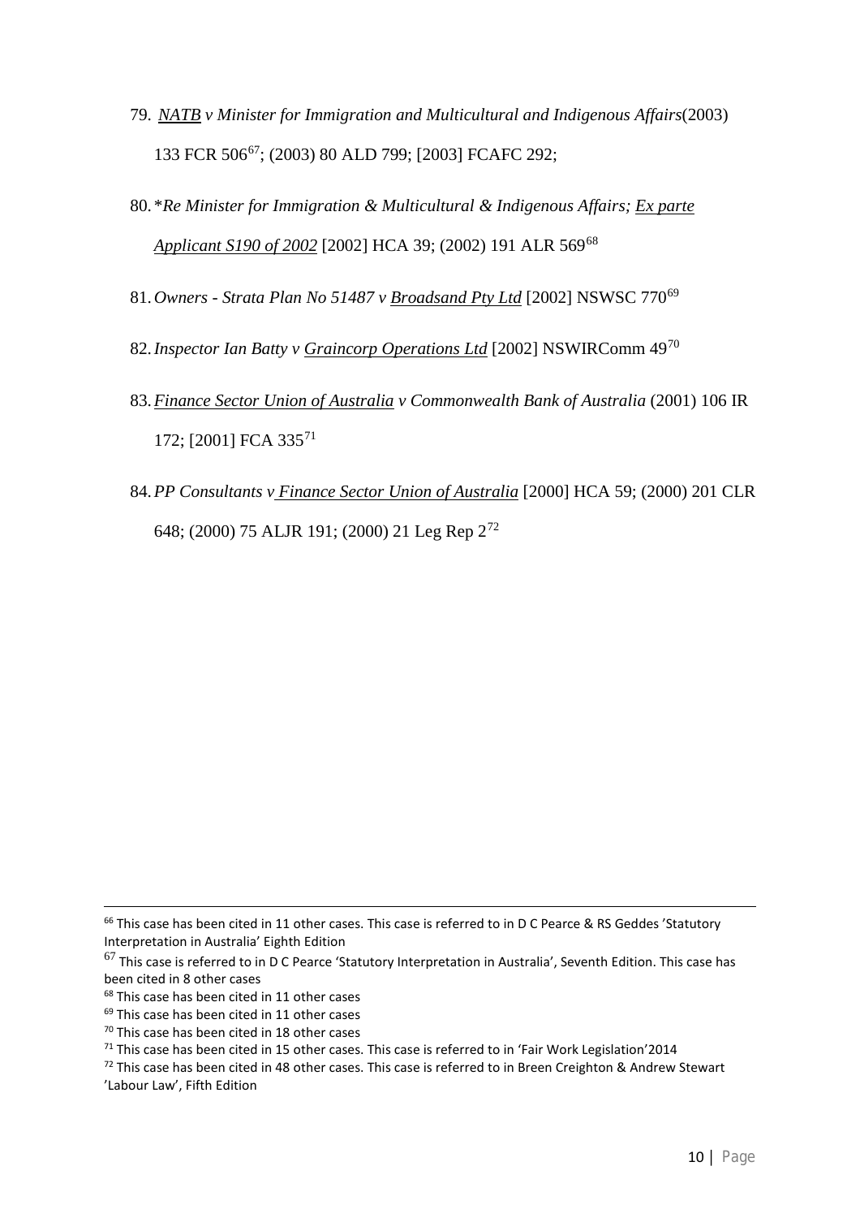79. <u>*NATB*</u> *v Minister for Immigration and Multicultural and Indigenous Affairs*(2003) 133 FCR 506[67]; (2003) 80 ALD 799; [2003] FCAFC 292;

80. **Re Minister for Immigration & Multicultural & Indigenous Affairs; <u>Ex parte Applicant S190 of 2002</u>* [2002] HCA 39; (2002) 191 ALR 569[68]

81. *Owners - Strata Plan No 51487 v <u>Broadsand Pty Ltd</u>* [2002] NSWSC 770[69]

82. *Inspector Ian Batty v <u>Graincorp Operations Ltd</u>* [2002] NSWIRComm 49[70]

83. *<u>Finance Sector Union of Australia</u> v Commonwealth Bank of Australia* (2001) 106 IR 172; [2001] FCA 335[71]

84. *PP Consultants v <u>Finance Sector Union of Australia</u>* [2000] HCA 59; (2000) 201 CLR 648; (2000) 75 ALJR 191; (2000) 21 Leg Rep 2[72]

---

[66] This case has been cited in 11 other cases. This case is referred to in D C Pearce & RS Geddes 'Statutory Interpretation in Australia' Eighth Edition

[67] This case is referred to in D C Pearce 'Statutory Interpretation in Australia', Seventh Edition. This case has been cited in 8 other cases

[68] This case has been cited in 11 other cases

[69] This case has been cited in 11 other cases

[70] This case has been cited in 18 other cases

[71] This case has been cited in 15 other cases. This case is referred to in 'Fair Work Legislation'2014

[72] This case has been cited in 48 other cases. This case is referred to in Breen Creighton & Andrew Stewart 'Labour Law', Fifth Edition